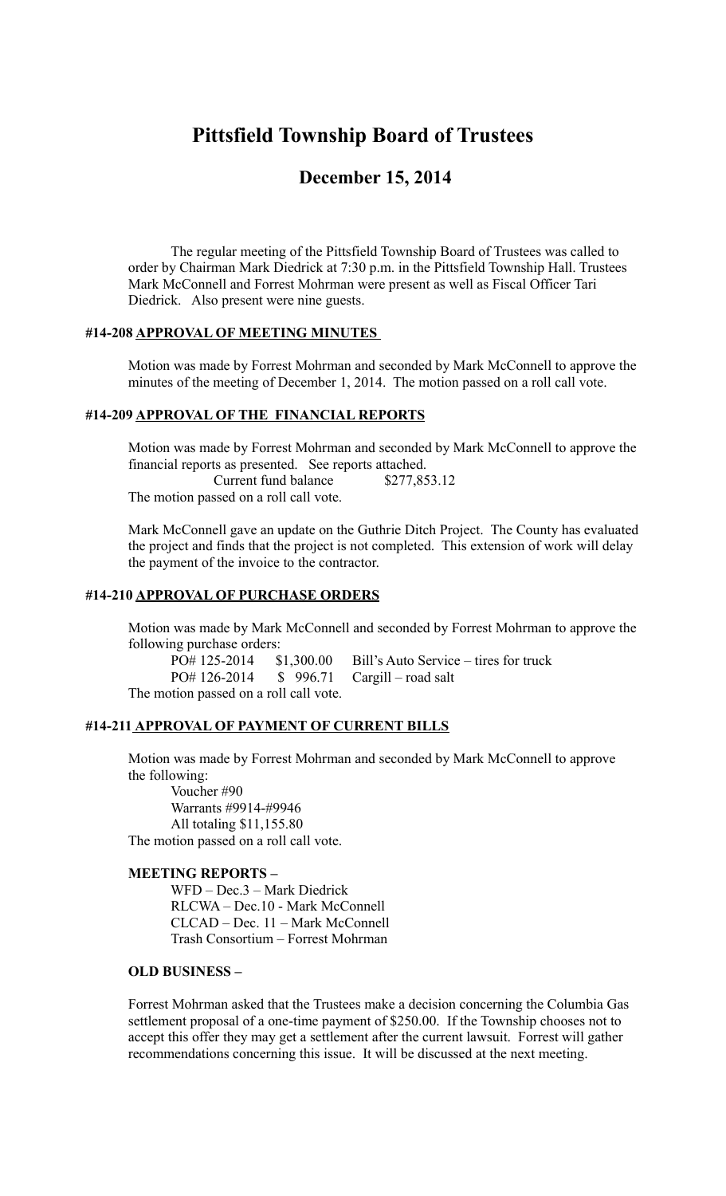# Pittsfield Township Board of Trustees

## December 15, 2014

The regular meeting of the Pittsfield Township Board of Trustees was called to order by Chairman Mark Diedrick at 7:30 p.m. in the Pittsfield Township Hall. Trustees Mark McConnell and Forrest Mohrman were present as well as Fiscal Officer Tari Diedrick. Also present were nine guests.

### #14-208 APPROVAL OF MEETING MINUTES

Motion was made by Forrest Mohrman and seconded by Mark McConnell to approve the minutes of the meeting of December 1, 2014. The motion passed on a roll call vote.

### #14-209 APPROVAL OF THE FINANCIAL REPORTS

Motion was made by Forrest Mohrman and seconded by Mark McConnell to approve the financial reports as presented. See reports attached.

Current fund balance $277,853.12

The motion passed on a roll call vote.

Mark McConnell gave an update on the Guthrie Ditch Project. The County has evaluated the project and finds that the project is not completed. This extension of work will delay the payment of the invoice to the contractor.

### #14-210 APPROVAL OF PURCHASE ORDERS

Motion was made by Mark McConnell and seconded by Forrest Mohrman to approve the following purchase orders:

PO# 125-2014 $1,300.00 Bill's Auto Service – tires for truck
PO# 126-2014 $ 996.71 Cargill – road salt

The motion passed on a roll call vote.

### #14-211 APPROVAL OF PAYMENT OF CURRENT BILLS

Motion was made by Forrest Mohrman and seconded Mark McConnell to approve the following:

Voucher #90
Warrants #9914-#9946
All totaling $11,155.80

The motion passed on a roll call vote.

**MEETING REPORTS –**

WFD – Dec.3 – Mark Diedrick
RLCWA – Dec.10 - Mark McConnell
CLCAD – Dec. 11 – Mark McConnell
Trash Consortium – Forrest Mohrman

**OLD BUSINESS –**

Forrest Mohrman asked that the Trustees make a decision concerning the Columbia Gas settlement proposal of a one-time payment of $250.00. If the Township chooses not to accept this offer they may get a settlement after the current lawsuit. Forrest will gather recommendations concerning this issue. It will be discussed at the next meeting.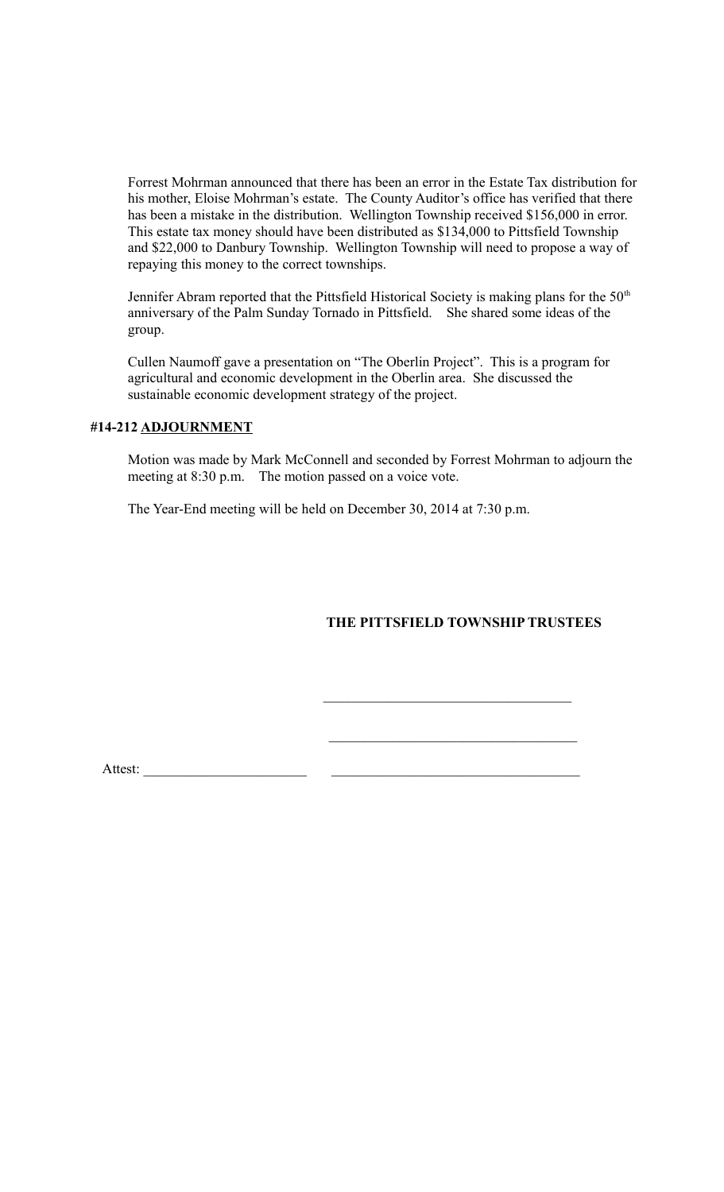Forrest Mohrman announced that there has been an error in the Estate Tax distribution for his mother, Eloise Mohrman's estate. The County Auditor's office has verified that there has been a mistake in the distribution. Wellington Township received $156,000 in error. This estate tax money should have been distributed as $134,000 to Pittsfield Township and $22,000 to Danbury Township. Wellington Township will need to propose a way of repaying this money to the correct townships.

Jennifer Abram reported that the Pittsfield Historical Society is making plans for the 50th anniversary of the Palm Sunday Tornado in Pittsfield. She shared some ideas of the group.

Cullen Naumoff gave a presentation on "The Oberlin Project". This is a program for agricultural and economic development in the Oberlin area. She discussed the sustainable economic development strategy of the project.

**#14-212 ADJOURNMENT**

Motion was made by Mark McConnell and seconded by Forrest Mohrman to adjourn the meeting at 8:30 p.m. The motion passed on a voice vote.

The Year-End meeting will be held on December 30, 2014 at 7:30 p.m.

**THE PITTSFIELD TOWNSHIP TRUSTEES**

\_\_\_\_\_\_\_\_\_\_\_\_\_\_\_\_\_\_\_\_\_\_\_\_\_\_\_\_\_\_\_\_\_\_

\_\_\_\_\_\_\_\_\_\_\_\_\_\_\_\_\_\_\_\_\_\_\_\_\_\_\_\_\_\_\_\_\_\_

Attest: \_\_\_\_\_\_\_\_\_\_\_\_\_\_\_\_\_\_\_\_\_\_\_ \_\_\_\_\_\_\_\_\_\_\_\_\_\_\_\_\_\_\_\_\_\_\_\_\_\_\_\_\_\_\_\_\_\_